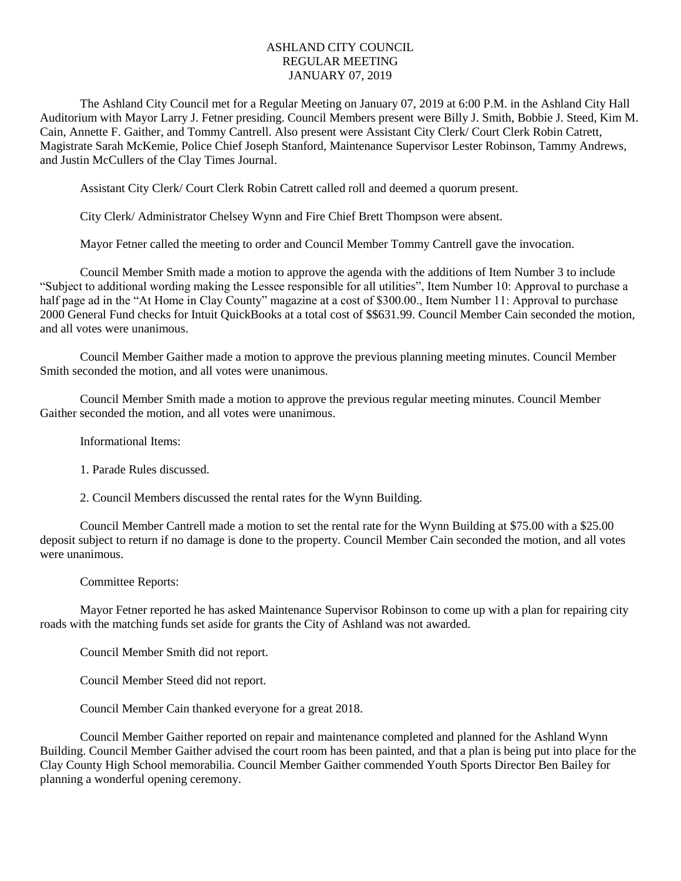# ASHLAND CITY COUNCIL
# REGULAR MEETING
# JANUARY 07, 2019

The Ashland City Council met for a Regular Meeting on January 07, 2019 at 6:00 P.M. in the Ashland City Hall Auditorium with Mayor Larry J. Fetner presiding. Council Members present were Billy J. Smith, Bobbie J. Steed, Kim M. Cain, Annette F. Gaither, and Tommy Cantrell. Also present were Assistant City Clerk/ Court Clerk Robin Catrett, Magistrate Sarah McKemie, Police Chief Joseph Stanford, Maintenance Supervisor Lester Robinson, Tammy Andrews, and Justin McCullers of the Clay Times Journal.

Assistant City Clerk/ Court Clerk Robin Catrett called roll and deemed a quorum present.

City Clerk/ Administrator Chelsey Wynn and Fire Chief Brett Thompson were absent.

Mayor Fetner called the meeting to order and Council Member Tommy Cantrell gave the invocation.

Council Member Smith made a motion to approve the agenda with the additions of Item Number 3 to include "Subject to additional wording making the Lessee responsible for all utilities", Item Number 10: Approval to purchase a half page ad in the "At Home in Clay County" magazine at a cost of $300.00., Item Number 11: Approval to purchase 2000 General Fund checks for Intuit QuickBooks at a total cost of $$631.99. Council Member Cain seconded the motion, and all votes were unanimous.

Council Member Gaither made a motion to approve the previous planning meeting minutes. Council Member Smith seconded the motion, and all votes were unanimous.

Council Member Smith made a motion to approve the previous regular meeting minutes. Council Member Gaither seconded the motion, and all votes were unanimous.

Informational Items:

1. Parade Rules discussed.

2. Council Members discussed the rental rates for the Wynn Building.

Council Member Cantrell made a motion to set the rental rate for the Wynn Building at $75.00 with a $25.00 deposit subject to return if no damage is done to the property. Council Member Cain seconded the motion, and all votes were unanimous.

Committee Reports:

Mayor Fetner reported he has asked Maintenance Supervisor Robinson to come up with a plan for repairing city roads with the matching funds set aside for grants the City of Ashland was not awarded.

Council Member Smith did not report.

Council Member Steed did not report.

Council Member Cain thanked everyone for a great 2018.

Council Member Gaither reported on repair and maintenance completed and planned for the Ashland Wynn Building. Council Member Gaither advised the court room has been painted, and that a plan is being put into place for the Clay County High School memorabilia. Council Member Gaither commended Youth Sports Director Ben Bailey for planning a wonderful opening ceremony.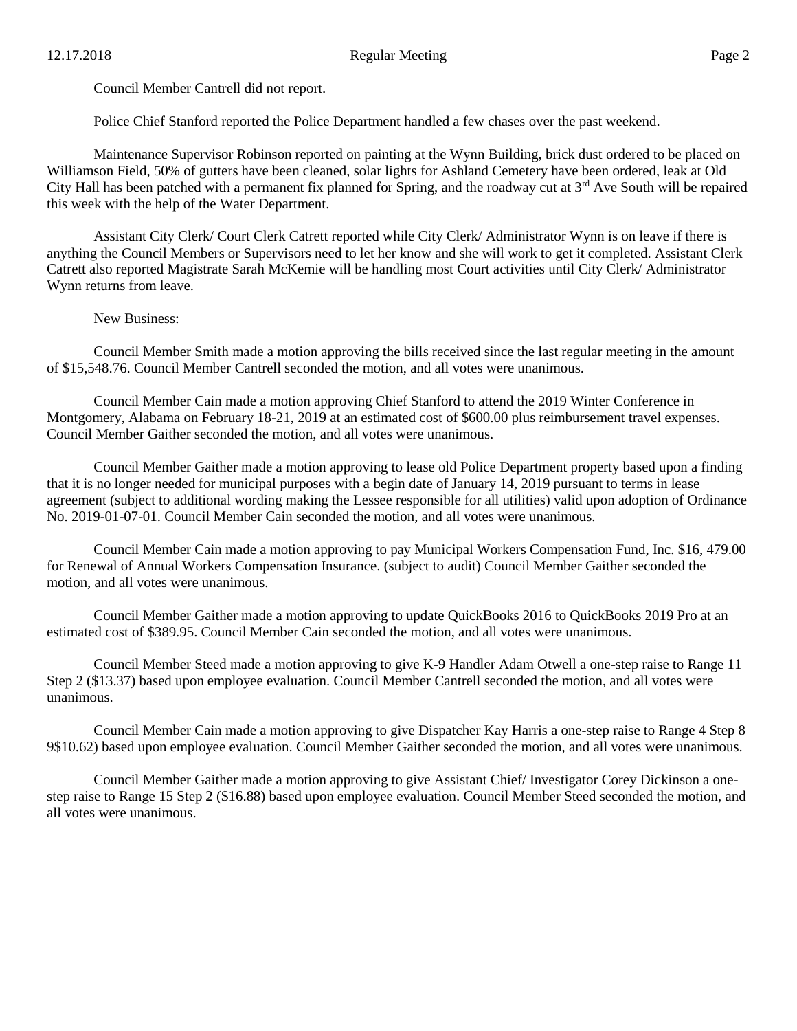Council Member Cantrell did not report.

Police Chief Stanford reported the Police Department handled a few chases over the past weekend.

Maintenance Supervisor Robinson reported on painting at the Wynn Building, brick dust ordered to be placed on Williamson Field, 50% of gutters have been cleaned, solar lights for Ashland Cemetery have been ordered, leak at Old City Hall has been patched with a permanent fix planned for Spring, and the roadway cut at 3rd Ave South will be repaired this week with the help of the Water Department.

Assistant City Clerk/ Court Clerk Catrett reported while City Clerk/ Administrator Wynn is on leave if there is anything the Council Members or Supervisors need to let her know and she will work to get it completed. Assistant Clerk Catrett also reported Magistrate Sarah McKemie will be handling most Court activities until City Clerk/ Administrator Wynn returns from leave.

New Business:

Council Member Smith made a motion approving the bills received since the last regular meeting in the amount of $15,548.76. Council Member Cantrell seconded the motion, and all votes were unanimous.

Council Member Cain made a motion approving Chief Stanford to attend the 2019 Winter Conference in Montgomery, Alabama on February 18-21, 2019 at an estimated cost of $600.00 plus reimbursement travel expenses. Council Member Gaither seconded the motion, and all votes were unanimous.

Council Member Gaither made a motion approving to lease old Police Department property based upon a finding that it is no longer needed for municipal purposes with a begin date of January 14, 2019 pursuant to terms in lease agreement (subject to additional wording making the Lessee responsible for all utilities) valid upon adoption of Ordinance No. 2019-01-07-01. Council Member Cain seconded the motion, and all votes were unanimous.

Council Member Cain made a motion approving to pay Municipal Workers Compensation Fund, Inc. $16, 479.00 for Renewal of Annual Workers Compensation Insurance. (subject to audit) Council Member Gaither seconded the motion, and all votes were unanimous.

Council Member Gaither made a motion approving to update QuickBooks 2016 to QuickBooks 2019 Pro at an estimated cost of $389.95. Council Member Cain seconded the motion, and all votes were unanimous.

Council Member Steed made a motion approving to give K-9 Handler Adam Otwell a one-step raise to Range 11 Step 2 ($13.37) based upon employee evaluation. Council Member Cantrell seconded the motion, and all votes were unanimous.

Council Member Cain made a motion approving to give Dispatcher Kay Harris a one-step raise to Range 4 Step 8 9$10.62) based upon employee evaluation. Council Member Gaither seconded the motion, and all votes were unanimous.

Council Member Gaither made a motion approving to give Assistant Chief/ Investigator Corey Dickinson a one-step raise to Range 15 Step 2 ($16.88) based upon employee evaluation. Council Member Steed seconded the motion, and all votes were unanimous.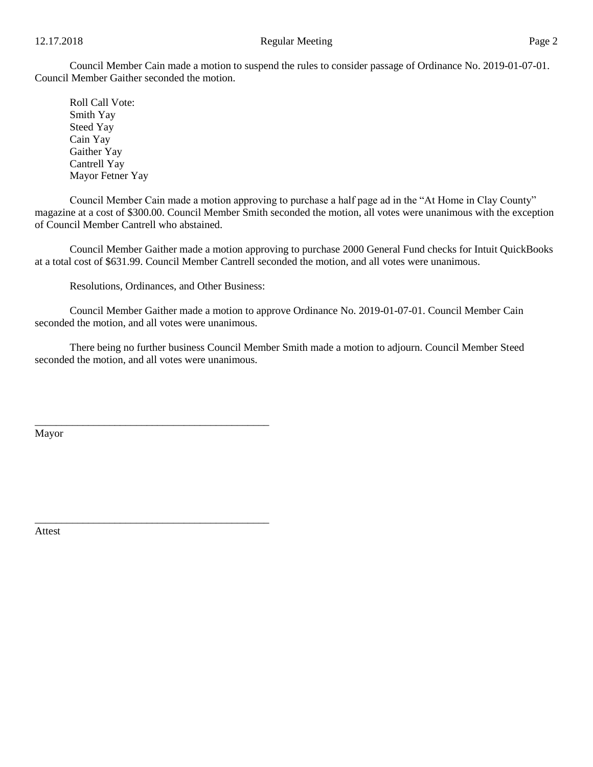Council Member Cain made a motion to suspend the rules to consider passage of Ordinance No. 2019-01-07-01. Council Member Gaither seconded the motion.

Roll Call Vote:
Smith Yay
Steed Yay
Cain Yay
Gaither Yay
Cantrell Yay
Mayor Fetner Yay

Council Member Cain made a motion approving to purchase a half page ad in the "At Home in Clay County" magazine at a cost of $300.00. Council Member Smith seconded the motion, all votes were unanimous with the exception of Council Member Cantrell who abstained.

Council Member Gaither made a motion approving to purchase 2000 General Fund checks for Intuit QuickBooks at a total cost of $631.99. Council Member Cantrell seconded the motion, and all votes were unanimous.

Resolutions, Ordinances, and Other Business:

Council Member Gaither made a motion to approve Ordinance No. 2019-01-07-01. Council Member Cain seconded the motion, and all votes were unanimous.

There being no further business Council Member Smith made a motion to adjourn. Council Member Steed seconded the motion, and all votes were unanimous.

\_\_\_\_\_\_\_\_\_\_\_\_\_\_\_\_\_\_\_\_\_\_\_\_\_\_\_\_\_\_\_\_\_\_\_\_\_\_\_\_\_\_\_\_\_
Mayor

\_\_\_\_\_\_\_\_\_\_\_\_\_\_\_\_\_\_\_\_\_\_\_\_\_\_\_\_\_\_\_\_\_\_\_\_\_\_\_\_\_\_\_\_\_
Attest